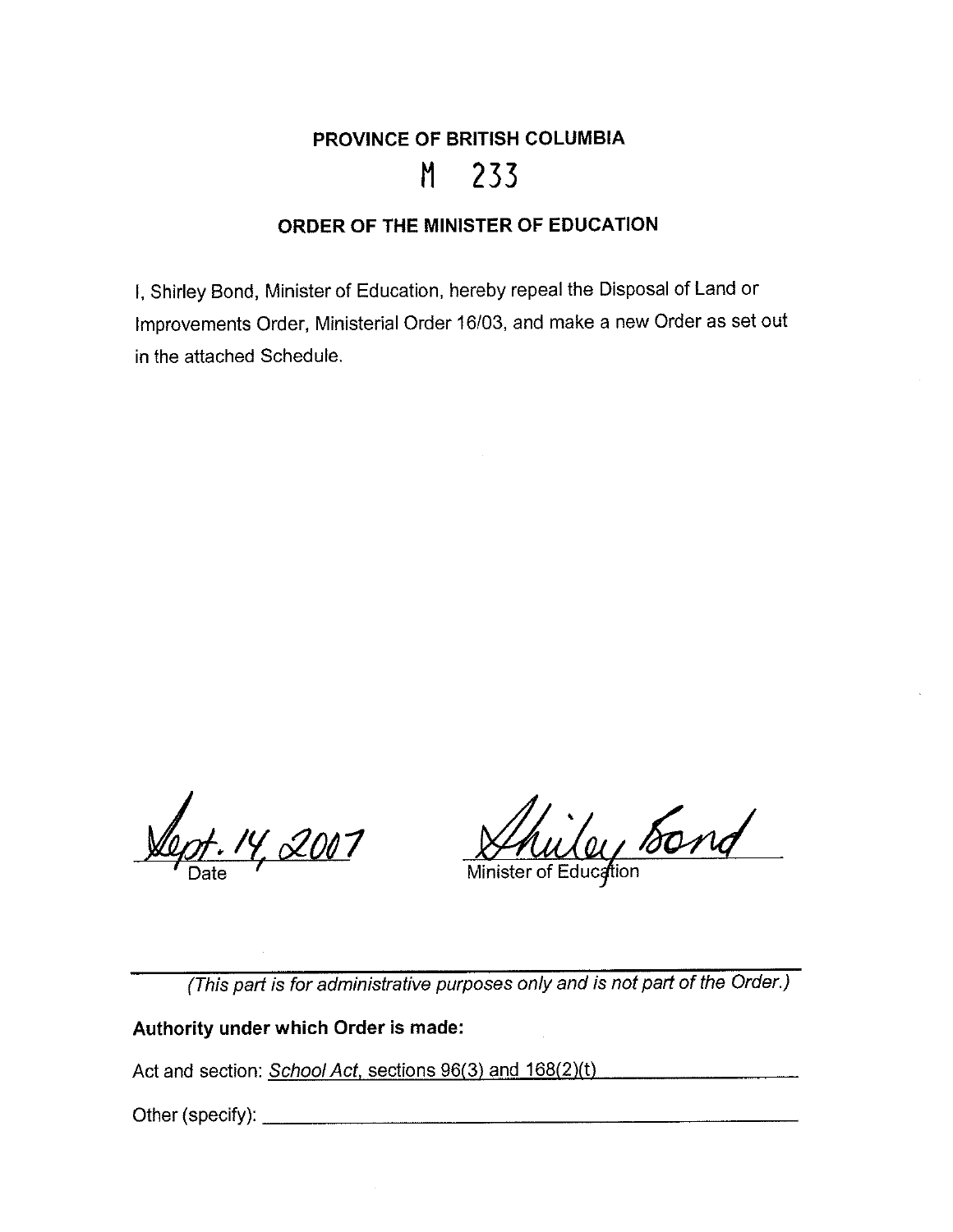**PROVINCE OF BRITISH COLUMBIA**

M 233

**ORDER OF THE MINISTER OF EDUCATION**

I, Shirley Bond, Minister of Education, hereby repeal the Disposal of Land or Improvements Order, Ministerial Order 16/03, and make a new Order as set out in the attached Schedule.

Sept. 14, 2007
Date

Shirley Bond
Minister of Education

---

*(This part is for administrative purposes only and is not part of the Order.)*

**Authority under which Order is made:**

Act and section: *School Act*, sections 96(3) and 168(2)(t)

Other (specify): ______________________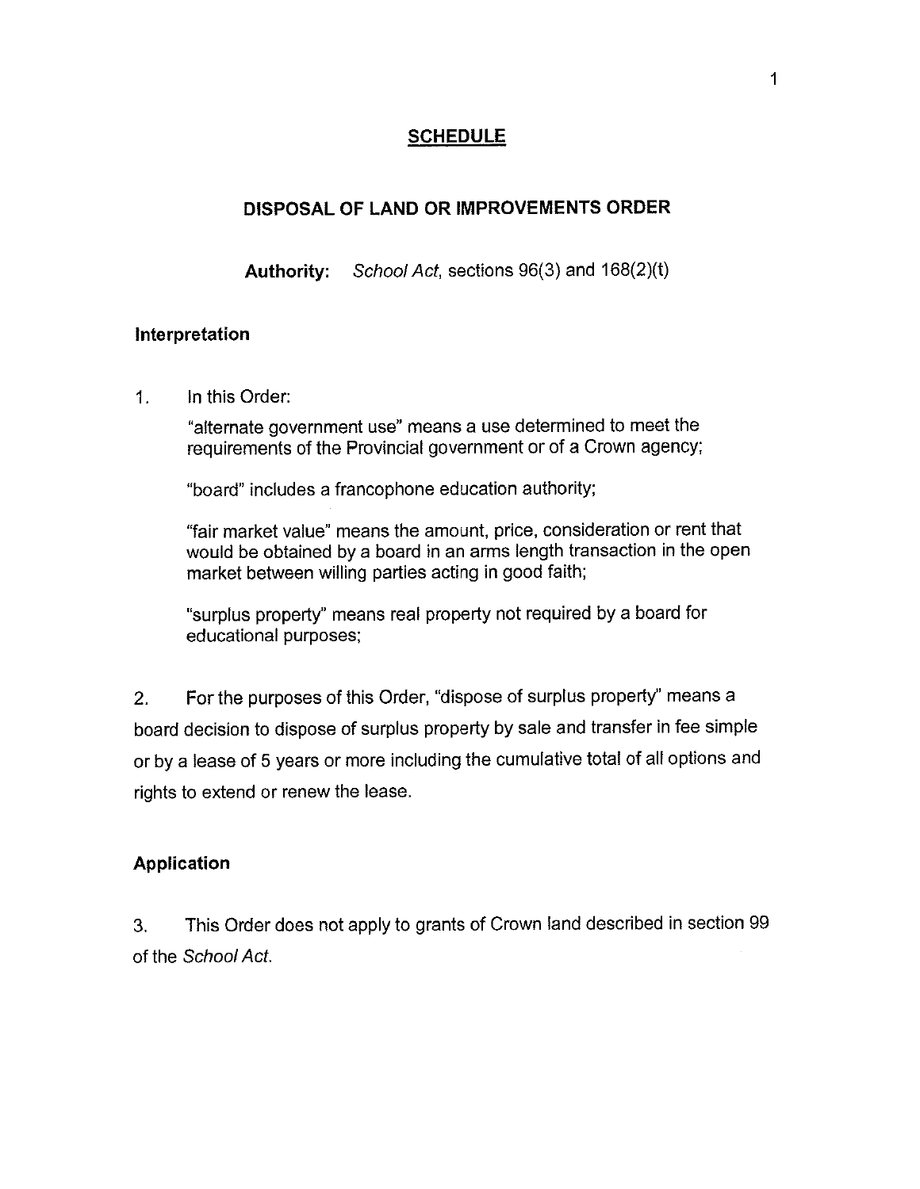## SCHEDULE

### DISPOSAL OF LAND OR IMPROVEMENTS ORDER

**Authority:** *School Act*, sections 96(3) and 168(2)(t)

#### Interpretation

1. In this Order:

   "alternate government use" means a use determined to meet the requirements of the Provincial government or of a Crown agency;

   "board" includes a francophone education authority;

   "fair market value" means the amount, price, consideration or rent that would be obtained by a board in an arms length transaction in the open market between willing parties acting in good faith;

   "surplus property" means real property not required by a board for educational purposes;

2. For the purposes of this Order, "dispose of surplus property" means a board decision to dispose of surplus property by sale and transfer in fee simple or by a lease of 5 years or more including the cumulative total of all options and rights to extend or renew the lease.

#### Application

3. This Order does not apply to grants of Crown land described in section 99 of the *School Act*.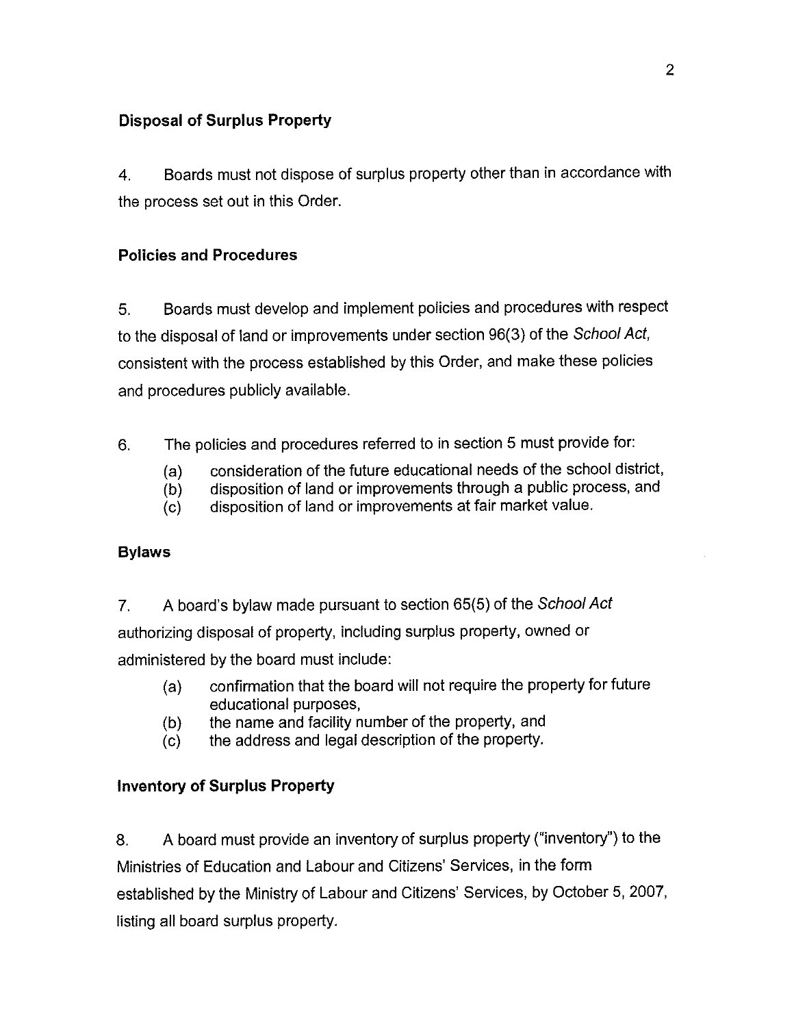### Disposal of Surplus Property

4. Boards must not dispose of surplus property other than in accordance with the process set out in this Order.

### Policies and Procedures

5. Boards must develop and implement policies and procedures with respect to the disposal of land or improvements under section 96(3) of the *School Act*, consistent with the process established by this Order, and make these policies and procedures publicly available.

6. The policies and procedures referred to in section 5 must provide for:
   - (a) consideration of the future educational needs of the school district,
   - (b) disposition of land or improvements through a public process, and
   - (c) disposition of land or improvements at fair market value.

### Bylaws

7. A board's bylaw made pursuant to section 65(5) of the *School Act* authorizing disposal of property, including surplus property, owned or administered by the board must include:
   - (a) confirmation that the board will not require the property for future educational purposes,
   - (b) the name and facility number of the property, and
   - (c) the address and legal description of the property.

### Inventory of Surplus Property

8. A board must provide an inventory of surplus property ("inventory") to the Ministries of Education and Labour and Citizens' Services, in the form established by the Ministry of Labour and Citizens' Services, by October 5, 2007, listing all board surplus property.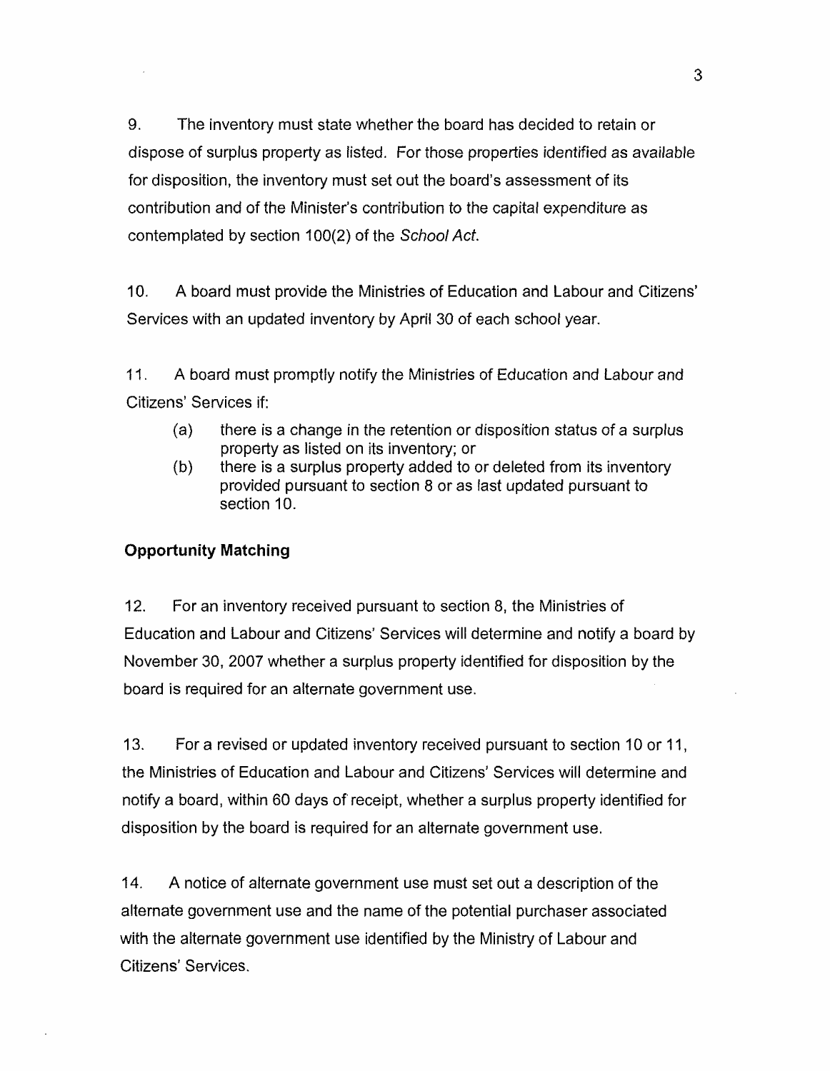9. The inventory must state whether the board has decided to retain or dispose of surplus property as listed. For those properties identified as available for disposition, the inventory must set out the board's assessment of its contribution and of the Minister's contribution to the capital expenditure as contemplated by section 100(2) of the *School Act*.

10. A board must provide the Ministries of Education and Labour and Citizens' Services with an updated inventory by April 30 of each school year.

11. A board must promptly notify the Ministries of Education and Labour and Citizens' Services if:

(a) there is a change in the retention or disposition status of a surplus property as listed on its inventory; or

(b) there is a surplus property added to or deleted from its inventory provided pursuant to section 8 or as last updated pursuant to section 10.

**Opportunity Matching**

12. For an inventory received pursuant to section 8, the Ministries of Education and Labour and Citizens' Services will determine and notify a board by November 30, 2007 whether a surplus property identified for disposition by the board is required for an alternate government use.

13. For a revised or updated inventory received pursuant to section 10 or 11, the Ministries of Education and Labour and Citizens' Services will determine and notify a board, within 60 days of receipt, whether a surplus property identified for disposition by the board is required for an alternate government use.

14. A notice of alternate government use must set out a description of the alternate government use and the name of the potential purchaser associated with the alternate government use identified by the Ministry of Labour and Citizens' Services.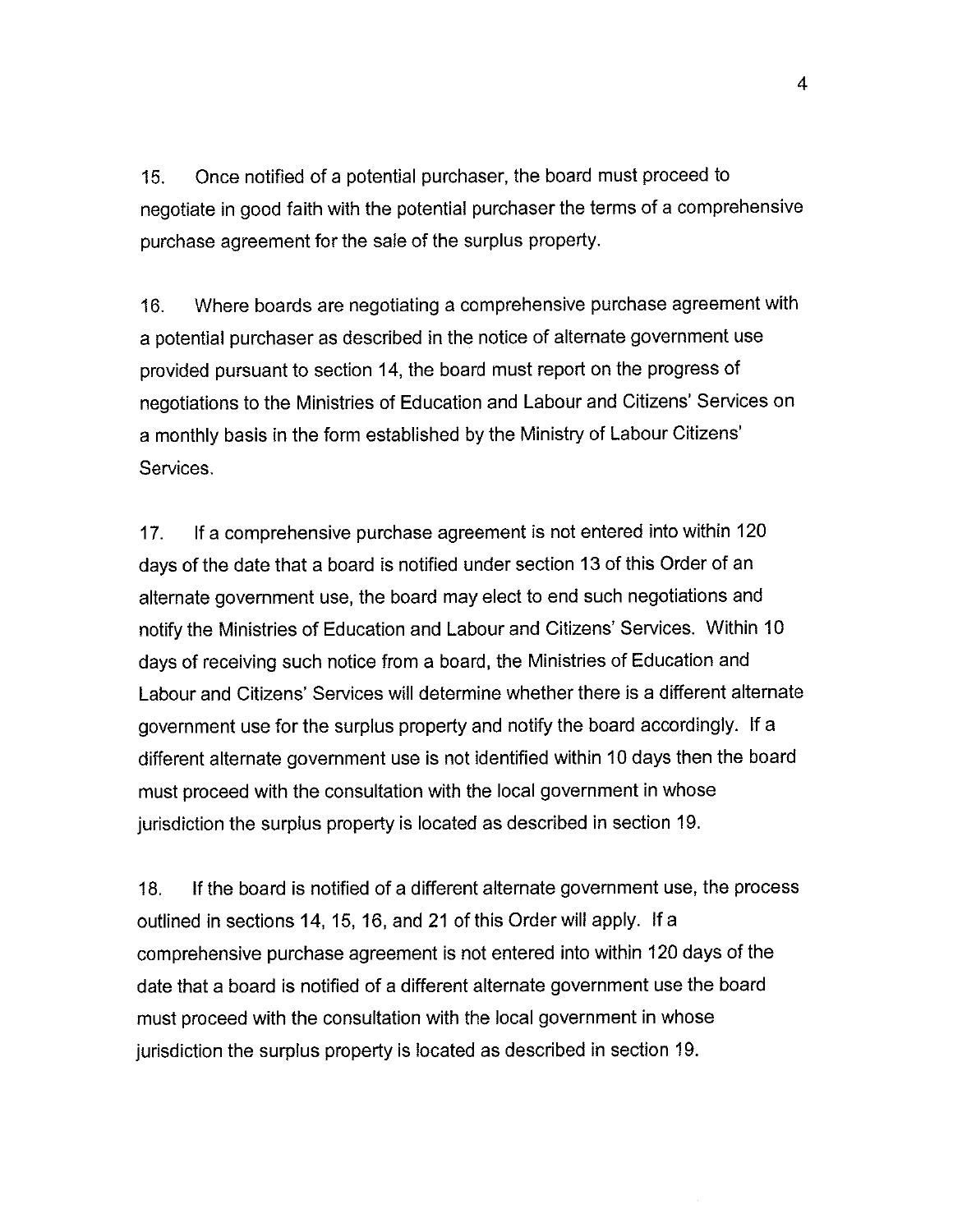15. Once notified of a potential purchaser, the board must proceed to negotiate in good faith with the potential purchaser the terms of a comprehensive purchase agreement for the sale of the surplus property.

16. Where boards are negotiating a comprehensive purchase agreement with a potential purchaser as described in the notice of alternate government use provided pursuant to section 14, the board must report on the progress of negotiations to the Ministries of Education and Labour and Citizens' Services on a monthly basis in the form established by the Ministry of Labour Citizens' Services.

17. If a comprehensive purchase agreement is not entered into within 120 days of the date that a board is notified under section 13 of this Order of an alternate government use, the board may elect to end such negotiations and notify the Ministries of Education and Labour and Citizens' Services. Within 10 days of receiving such notice from a board, the Ministries of Education and Labour and Citizens' Services will determine whether there is a different alternate government use for the surplus property and notify the board accordingly. If a different alternate government use is not identified within 10 days then the board must proceed with the consultation with the local government in whose jurisdiction the surplus property is located as described in section 19.

18. If the board is notified of a different alternate government use, the process outlined in sections 14, 15, 16, and 21 of this Order will apply. If a comprehensive purchase agreement is not entered into within 120 days of the date that a board is notified of a different alternate government use the board must proceed with the consultation with the local government in whose jurisdiction the surplus property is located as described in section 19.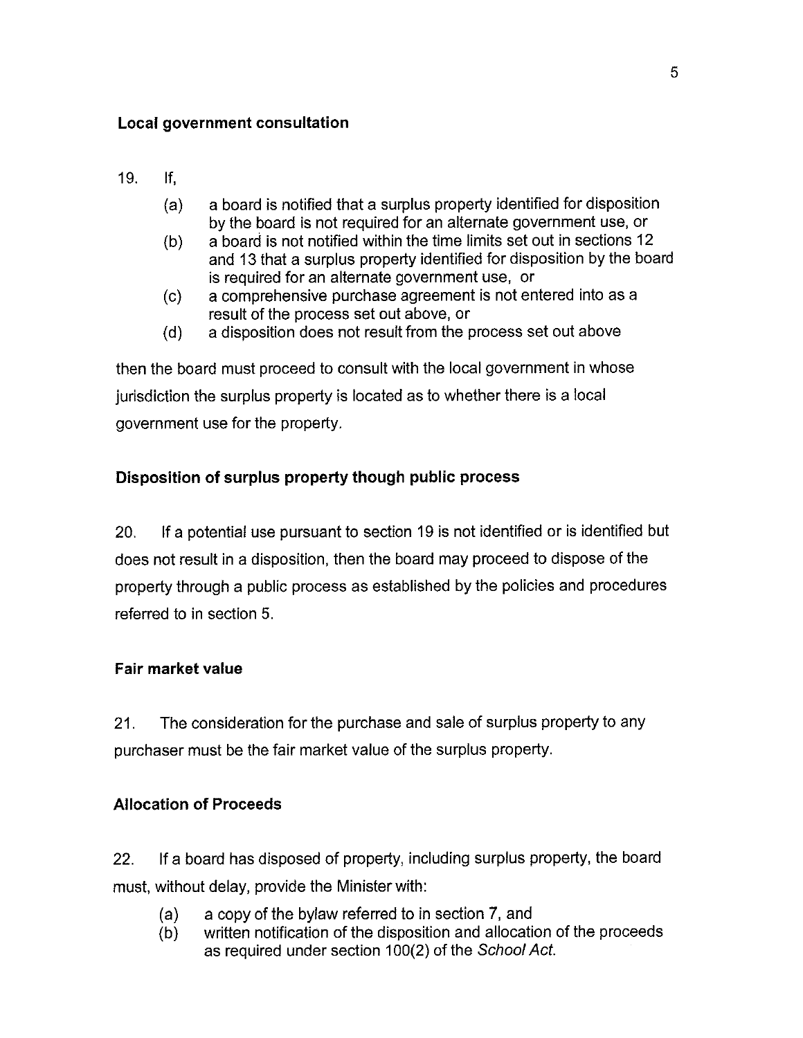### Local government consultation

19. If,

    (a) a board is notified that a surplus property identified for disposition by the board is not required for an alternate government use, or
    (b) a board is not notified within the time limits set out in sections 12 and 13 that a surplus property identified for disposition by the board is required for an alternate government use, or
    (c) a comprehensive purchase agreement is not entered into as a result of the process set out above, or
    (d) a disposition does not result from the process set out above

then the board must proceed to consult with the local government in whose jurisdiction the surplus property is located as to whether there is a local government use for the property.

### Disposition of surplus property though public process

20. If a potential use pursuant to section 19 is not identified or is identified but does not result in a disposition, then the board may proceed to dispose of the property through a public process as established by the policies and procedures referred to in section 5.

### Fair market value

21. The consideration for the purchase and sale of surplus property to any purchaser must be the fair market value of the surplus property.

### Allocation of Proceeds

22. If a board has disposed of property, including surplus property, the board must, without delay, provide the Minister with:

    (a) a copy of the bylaw referred to in section 7, and
    (b) written notification of the disposition and allocation of the proceeds as required under section 100(2) of the *School Act*.